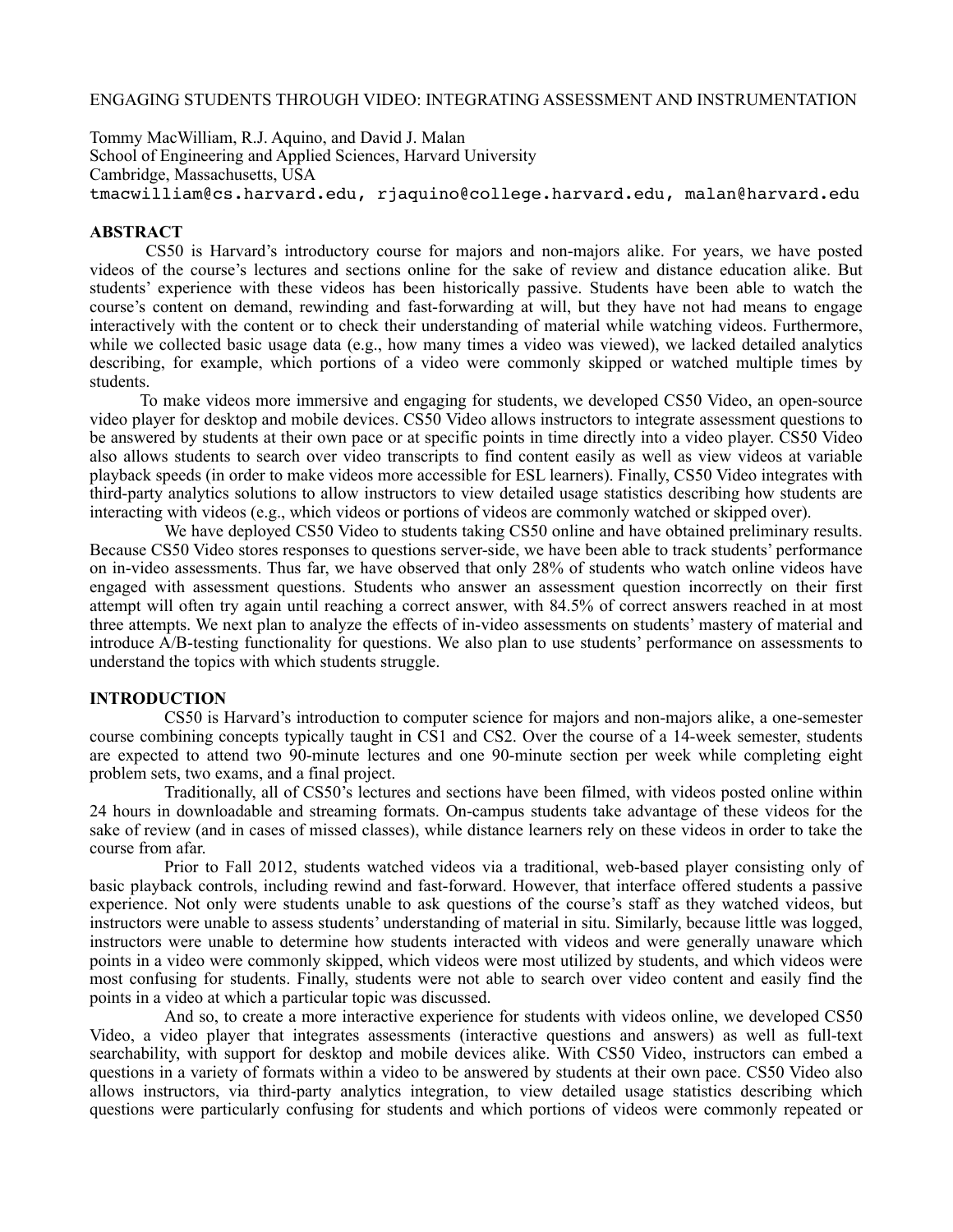# ENGAGING STUDENTS THROUGH VIDEO: INTEGRATING ASSESSMENT AND INSTRUMENTATION

Tommy MacWilliam, R.J. Aquino, and David J. Malan
School of Engineering and Applied Sciences, Harvard University
Cambridge, Massachusetts, USA
tmacwilliam@cs.harvard.edu, rjaquino@college.harvard.edu, malan@harvard.edu

## ABSTRACT

CS50 is Harvard's introductory course for majors and non-majors alike. For years, we have posted videos of the course's lectures and sections online for the sake of review and distance education alike. But students' experience with these videos has been historically passive. Students have been able to watch the course's content on demand, rewinding and fast-forwarding at will, but they have not had means to engage interactively with the content or to check their understanding of material while watching videos. Furthermore, while we collected basic usage data (e.g., how many times a video was viewed), we lacked detailed analytics describing, for example, which portions of a video were commonly skipped or watched multiple times by students.

To make videos more immersive and engaging for students, we developed CS50 Video, an open-source video player for desktop and mobile devices. CS50 Video allows instructors to integrate assessment questions to be answered by students at their own pace or at specific points in time directly into a video player. CS50 Video also allows students to search over video transcripts to find content easily as well as view videos at variable playback speeds (in order to make videos more accessible for ESL learners). Finally, CS50 Video integrates with third-party analytics solutions to allow instructors to view detailed usage statistics describing how students are interacting with videos (e.g., which videos or portions of videos are commonly watched or skipped over).

We have deployed CS50 Video to students taking CS50 online and have obtained preliminary results. Because CS50 Video stores responses to questions server-side, we have been able to track students' performance on in-video assessments. Thus far, we have observed that only 28% of students who watch online videos have engaged with assessment questions. Students who answer an assessment question incorrectly on their first attempt will often try again until reaching a correct answer, with 84.5% of correct answers reached in at most three attempts. We next plan to analyze the effects of in-video assessments on students' mastery of material and introduce A/B-testing functionality for questions. We also plan to use students' performance on assessments to understand the topics with which students struggle.

## INTRODUCTION

CS50 is Harvard's introduction to computer science for majors and non-majors alike, a one-semester course combining concepts typically taught in CS1 and CS2. Over the course of a 14-week semester, students are expected to attend two 90-minute lectures and one 90-minute section per week while completing eight problem sets, two exams, and a final project.

Traditionally, all of CS50's lectures and sections have been filmed, with videos posted online within 24 hours in downloadable and streaming formats. On-campus students take advantage of these videos for the sake of review (and in cases of missed classes), while distance learners rely on these videos in order to take the course from afar.

Prior to Fall 2012, students watched videos via a traditional, web-based player consisting only of basic playback controls, including rewind and fast-forward. However, that interface offered students a passive experience. Not only were students unable to ask questions of the course's staff as they watched videos, but instructors were unable to assess students' understanding of material in situ. Similarly, because little was logged, instructors were unable to determine how students interacted with videos and were generally unaware which points in a video were commonly skipped, which videos were most utilized by students, and which videos were most confusing for students. Finally, students were not able to search over video content and easily find the points in a video at which a particular topic was discussed.

And so, to create a more interactive experience for students with videos online, we developed CS50 Video, a video player that integrates assessments (interactive questions and answers) as well as full-text searchability, with support for desktop and mobile devices alike. With CS50 Video, instructors can embed a questions in a variety of formats within a video to be answered by students at their own pace. CS50 Video also allows instructors, via third-party analytics integration, to view detailed usage statistics describing which questions were particularly confusing for students and which portions of videos were commonly repeated or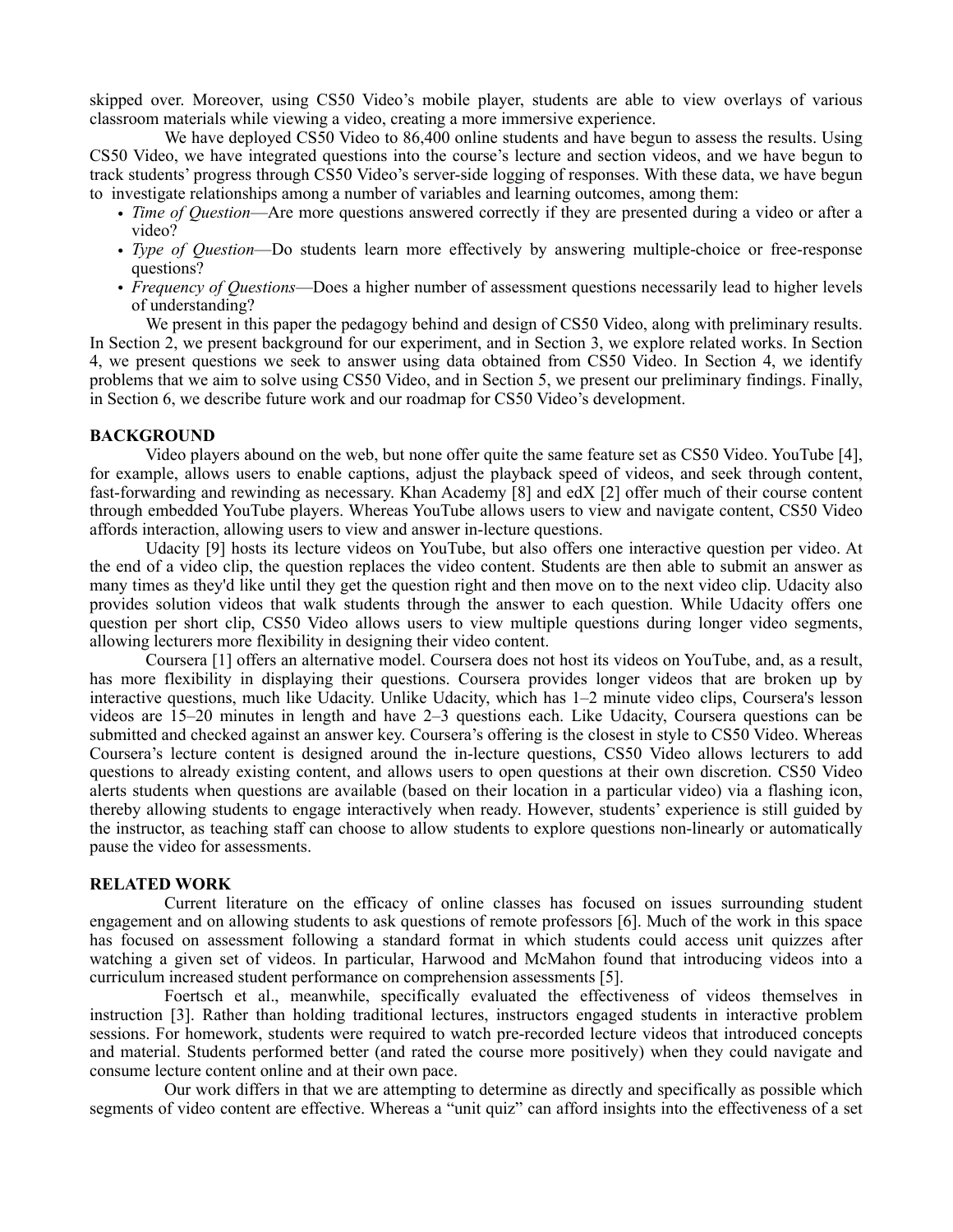skipped over. Moreover, using CS50 Video's mobile player, students are able to view overlays of various classroom materials while viewing a video, creating a more immersive experience.

We have deployed CS50 Video to 86,400 online students and have begun to assess the results. Using CS50 Video, we have integrated questions into the course's lecture and section videos, and we have begun to track students' progress through CS50 Video's server-side logging of responses. With these data, we have begun to investigate relationships among a number of variables and learning outcomes, among them:

- *Time of Question*—Are more questions answered correctly if they are presented during a video or after a video?
- *Type of Question*—Do students learn more effectively by answering multiple-choice or free-response questions?
- *Frequency of Questions*—Does a higher number of assessment questions necessarily lead to higher levels of understanding?

We present in this paper the pedagogy behind and design of CS50 Video, along with preliminary results. In Section 2, we present background for our experiment, and in Section 3, we explore related works. In Section 4, we present questions we seek to answer using data obtained from CS50 Video. In Section 4, we identify problems that we aim to solve using CS50 Video, and in Section 5, we present our preliminary findings. Finally, in Section 6, we describe future work and our roadmap for CS50 Video's development.

## BACKGROUND

Video players abound on the web, but none offer quite the same feature set as CS50 Video. YouTube [4], for example, allows users to enable captions, adjust the playback speed of videos, and seek through content, fast-forwarding and rewinding as necessary. Khan Academy [8] and edX [2] offer much of their course content through embedded YouTube players. Whereas YouTube allows users to view and navigate content, CS50 Video affords interaction, allowing users to view and answer in-lecture questions.

Udacity [9] hosts its lecture videos on YouTube, but also offers one interactive question per video. At the end of a video clip, the question replaces the video content. Students are then able to submit an answer as many times as they'd like until they get the question right and then move on to the next video clip. Udacity also provides solution videos that walk students through the answer to each question. While Udacity offers one question per short clip, CS50 Video allows users to view multiple questions during longer video segments, allowing lecturers more flexibility in designing their video content.

Coursera [1] offers an alternative model. Coursera does not host its videos on YouTube, and, as a result, has more flexibility in displaying their questions. Coursera provides longer videos that are broken up by interactive questions, much like Udacity. Unlike Udacity, which has 1–2 minute video clips, Coursera's lesson videos are 15–20 minutes in length and have 2–3 questions each. Like Udacity, Coursera questions can be submitted and checked against an answer key. Coursera's offering is the closest in style to CS50 Video. Whereas Coursera's lecture content is designed around the in-lecture questions, CS50 Video allows lecturers to add questions to already existing content, and allows users to open questions at their own discretion. CS50 Video alerts students when questions are available (based on their location in a particular video) via a flashing icon, thereby allowing students to engage interactively when ready. However, students' experience is still guided by the instructor, as teaching staff can choose to allow students to explore questions non-linearly or automatically pause the video for assessments.

## RELATED WORK

Current literature on the efficacy of online classes has focused on issues surrounding student engagement and on allowing students to ask questions of remote professors [6]. Much of the work in this space has focused on assessment following a standard format in which students could access unit quizzes after watching a given set of videos. In particular, Harwood and McMahon found that introducing videos into a curriculum increased student performance on comprehension assessments [5].

Foertsch et al., meanwhile, specifically evaluated the effectiveness of videos themselves in instruction [3]. Rather than holding traditional lectures, instructors engaged students in interactive problem sessions. For homework, students were required to watch pre-recorded lecture videos that introduced concepts and material. Students performed better (and rated the course more positively) when they could navigate and consume lecture content online and at their own pace.

Our work differs in that we are attempting to determine as directly and specifically as possible which segments of video content are effective. Whereas a "unit quiz" can afford insights into the effectiveness of a set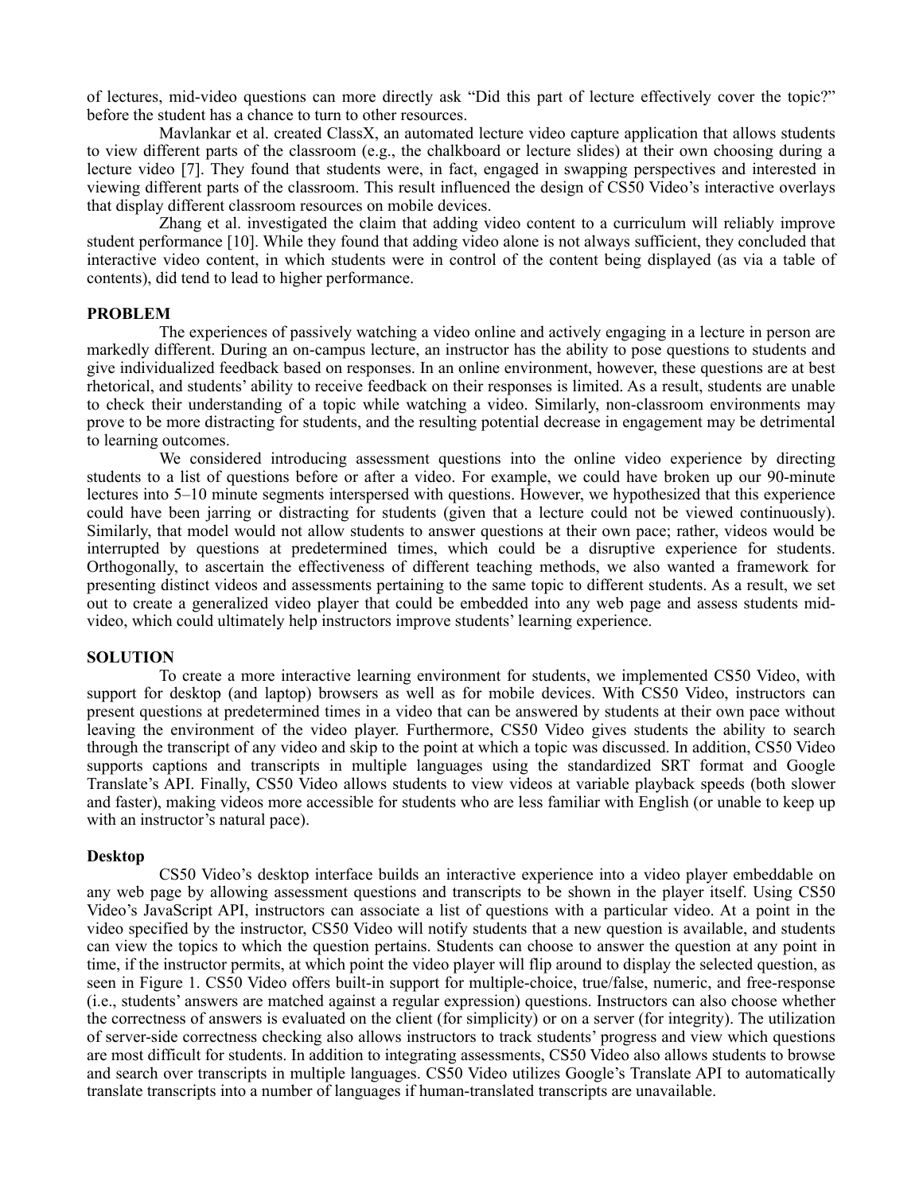of lectures, mid-video questions can more directly ask "Did this part of lecture effectively cover the topic?" before the student has a chance to turn to other resources.

Mavlankar et al. created ClassX, an automated lecture video capture application that allows students to view different parts of the classroom (e.g., the chalkboard or lecture slides) at their own choosing during a lecture video [7]. They found that students were, in fact, engaged in swapping perspectives and interested in viewing different parts of the classroom. This result influenced the design of CS50 Video's interactive overlays that display different classroom resources on mobile devices.

Zhang et al. investigated the claim that adding video content to a curriculum will reliably improve student performance [10]. While they found that adding video alone is not always sufficient, they concluded that interactive video content, in which students were in control of the content being displayed (as via a table of contents), did tend to lead to higher performance.

## PROBLEM

The experiences of passively watching a video online and actively engaging in a lecture in person are markedly different. During an on-campus lecture, an instructor has the ability to pose questions to students and give individualized feedback based on responses. In an online environment, however, these questions are at best rhetorical, and students' ability to receive feedback on their responses is limited. As a result, students are unable to check their understanding of a topic while watching a video. Similarly, non-classroom environments may prove to be more distracting for students, and the resulting potential decrease in engagement may be detrimental to learning outcomes.

We considered introducing assessment questions into the online video experience by directing students to a list of questions before or after a video. For example, we could have broken up our 90-minute lectures into 5–10 minute segments interspersed with questions. However, we hypothesized that this experience could have been jarring or distracting for students (given that a lecture could not be viewed continuously). Similarly, that model would not allow students to answer questions at their own pace; rather, videos would be interrupted by questions at predetermined times, which could be a disruptive experience for students. Orthogonally, to ascertain the effectiveness of different teaching methods, we also wanted a framework for presenting distinct videos and assessments pertaining to the same topic to different students. As a result, we set out to create a generalized video player that could be embedded into any web page and assess students mid-video, which could ultimately help instructors improve students' learning experience.

## SOLUTION

To create a more interactive learning environment for students, we implemented CS50 Video, with support for desktop (and laptop) browsers as well as for mobile devices. With CS50 Video, instructors can present questions at predetermined times in a video that can be answered by students at their own pace without leaving the environment of the video player. Furthermore, CS50 Video gives students the ability to search through the transcript of any video and skip to the point at which a topic was discussed. In addition, CS50 Video supports captions and transcripts in multiple languages using the standardized SRT format and Google Translate's API. Finally, CS50 Video allows students to view videos at variable playback speeds (both slower and faster), making videos more accessible for students who are less familiar with English (or unable to keep up with an instructor's natural pace).

### Desktop

CS50 Video's desktop interface builds an interactive experience into a video player embeddable on any web page by allowing assessment questions and transcripts to be shown in the player itself. Using CS50 Video's JavaScript API, instructors can associate a list of questions with a particular video. At a point in the video specified by the instructor, CS50 Video will notify students that a new question is available, and students can view the topics to which the question pertains. Students can choose to answer the question at any point in time, if the instructor permits, at which point the video player will flip around to display the selected question, as seen in Figure 1. CS50 Video offers built-in support for multiple-choice, true/false, numeric, and free-response (i.e., students' answers are matched against a regular expression) questions. Instructors can also choose whether the correctness of answers is evaluated on the client (for simplicity) or on a server (for integrity). The utilization of server-side correctness checking also allows instructors to track students' progress and view which questions are most difficult for students. In addition to integrating assessments, CS50 Video also allows students to browse and search over transcripts in multiple languages. CS50 Video utilizes Google's Translate API to automatically translate transcripts into a number of languages if human-translated transcripts are unavailable.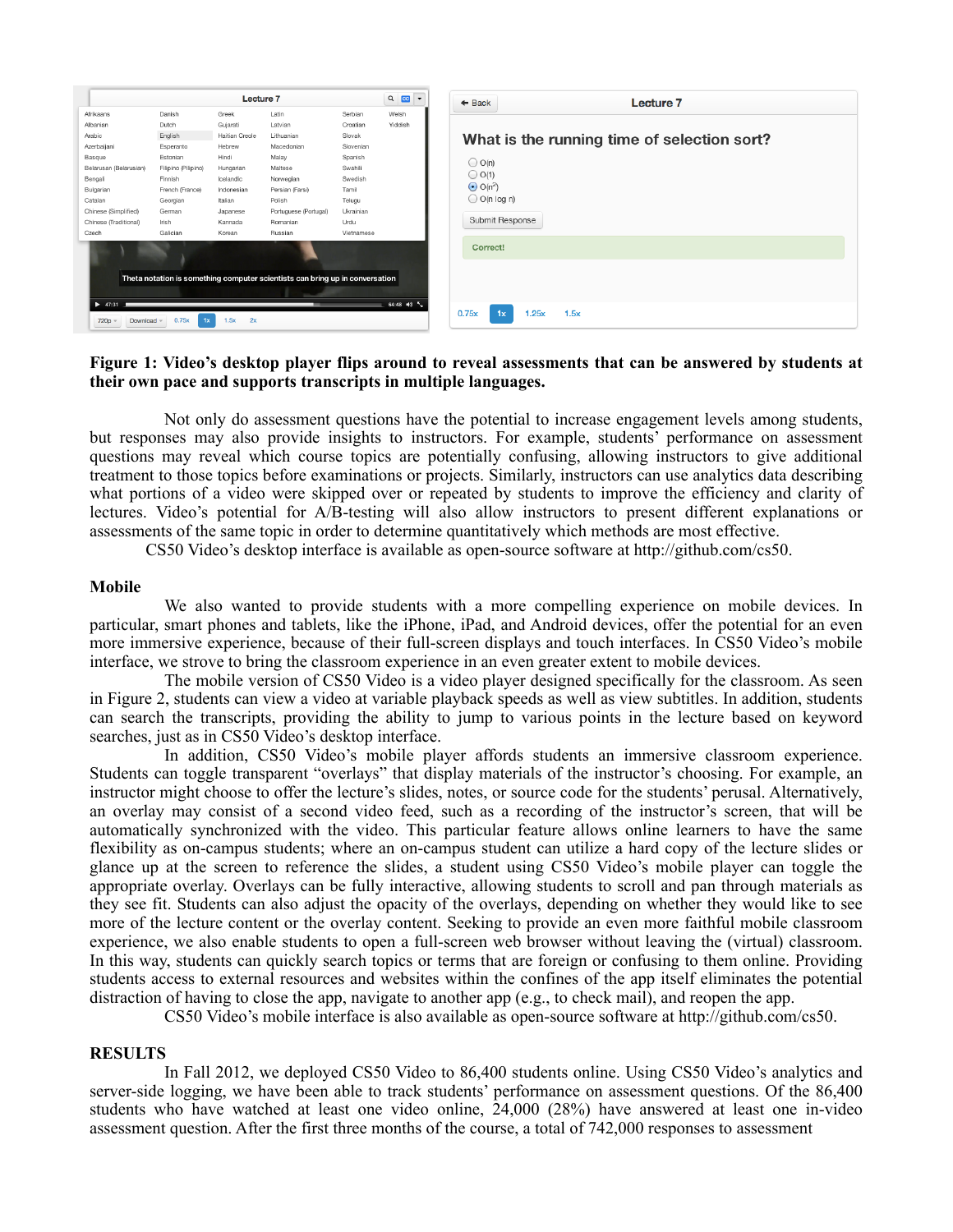**Figure 1: Video's desktop player flips around to reveal assessments that can be answered by students at their own pace and supports transcripts in multiple languages.**

Not only do assessment questions have the potential to increase engagement levels among students, but responses may also provide insights to instructors. For example, students' performance on assessment questions may reveal which course topics are potentially confusing, allowing instructors to give additional treatment to those topics before examinations or projects. Similarly, instructors can use analytics data describing what portions of a video were skipped over or repeated by students to improve the efficiency and clarity of lectures. Video's potential for A/B-testing will also allow instructors to present different explanations or assessments of the same topic in order to determine quantitatively which methods are most effective.

CS50 Video's desktop interface is available as open-source software at http://github.com/cs50.

## Mobile

We also wanted to provide students with a more compelling experience on mobile devices. In particular, smart phones and tablets, like the iPhone, iPad, and Android devices, offer the potential for an even more immersive experience, because of their full-screen displays and touch interfaces. In CS50 Video's mobile interface, we strove to bring the classroom experience in an even greater extent to mobile devices.

The mobile version of CS50 Video is a video player designed specifically for the classroom. As seen in Figure 2, students can view a video at variable playback speeds as well as view subtitles. In addition, students can search the transcripts, providing the ability to jump to various points in the lecture based on keyword searches, just as in CS50 Video's desktop interface.

In addition, CS50 Video's mobile player affords students an immersive classroom experience. Students can toggle transparent "overlays" that display materials of the instructor's choosing. For example, an instructor might choose to offer the lecture's slides, notes, or source code for the students' perusal. Alternatively, an overlay may consist of a second video feed, such as a recording of the instructor's screen, that will be automatically synchronized with the video. This particular feature allows online learners to have the same flexibility as on-campus students; where an on-campus student can utilize a hard copy of the lecture slides or glance up at the screen to reference the slides, a student using CS50 Video's mobile player can toggle the appropriate overlay. Overlays can be fully interactive, allowing students to scroll and pan through materials as they see fit. Students can also adjust the opacity of the overlays, depending on whether they would like to see more of the lecture content or the overlay content. Seeking to provide an even more faithful mobile classroom experience, we also enable students to open a full-screen web browser without leaving the (virtual) classroom. In this way, students can quickly search topics or terms that are foreign or confusing to them online. Providing students access to external resources and websites within the confines of the app itself eliminates the potential distraction of having to close the app, navigate to another app (e.g., to check mail), and reopen the app.

CS50 Video's mobile interface is also available as open-source software at http://github.com/cs50.

## RESULTS

In Fall 2012, we deployed CS50 Video to 86,400 students online. Using CS50 Video's analytics and server-side logging, we have been able to track students' performance on assessment questions. Of the 86,400 students who have watched at least one video online, 24,000 (28%) have answered at least one in-video assessment question. After the first three months of the course, a total of 742,000 responses to assessment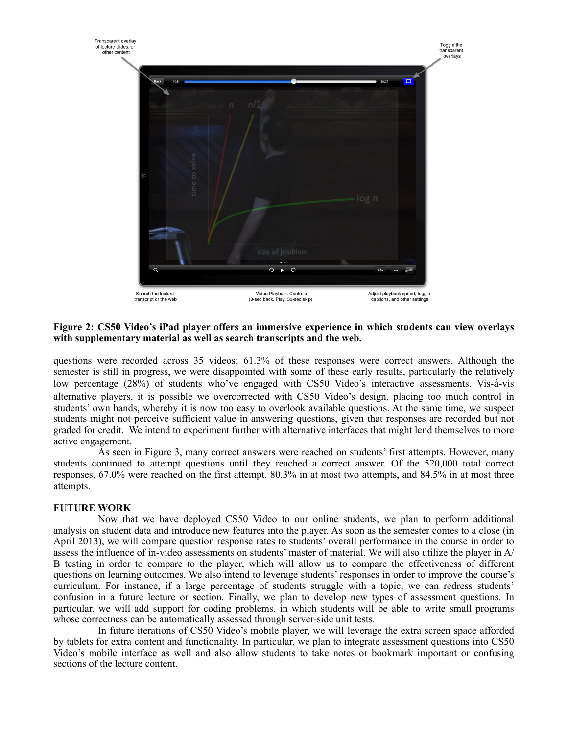**Figure 2: CS50 Video's iPad player offers an immersive experience in which students can view overlays with supplementary material as well as search transcripts and the web.**

questions were recorded across 35 videos; 61.3% of these responses were correct answers. Although the semester is still in progress, we were disappointed with some of these early results, particularly the relatively low percentage (28%) of students who've engaged with CS50 Video's interactive assessments. Vis-à-vis alternative players, it is possible we overcorrected with CS50 Video's design, placing too much control in students' own hands, whereby it is now too easy to overlook available questions. At the same time, we suspect students might not perceive sufficient value in answering questions, given that responses are recorded but not graded for credit. We intend to experiment further with alternative interfaces that might lend themselves to more active engagement.

As seen in Figure 3, many correct answers were reached on students' first attempts. However, many students continued to attempt questions until they reached a correct answer. Of the 520,000 total correct responses, 67.0% were reached on the first attempt, 80.3% in at most two attempts, and 84.5% in at most three attempts.

## FUTURE WORK

Now that we have deployed CS50 Video to our online students, we plan to perform additional analysis on student data and introduce new features into the player. As soon as the semester comes to a close (in April 2013), we will compare question response rates to students' overall performance in the course in order to assess the influence of in-video assessments on students' master of material. We will also utilize the player in A/B testing in order to compare to the player, which will allow us to compare the effectiveness of different questions on learning outcomes. We also intend to leverage students' responses in order to improve the course's curriculum. For instance, if a large percentage of students struggle with a topic, we can redress students' confusion in a future lecture or section. Finally, we plan to develop new types of assessment questions. In particular, we will add support for coding problems, in which students will be able to write small programs whose correctness can be automatically assessed through server-side unit tests.

In future iterations of CS50 Video's mobile player, we will leverage the extra screen space afforded by tablets for extra content and functionality. In particular, we plan to integrate assessment questions into CS50 Video's mobile interface as well and also allow students to take notes or bookmark important or confusing sections of the lecture content.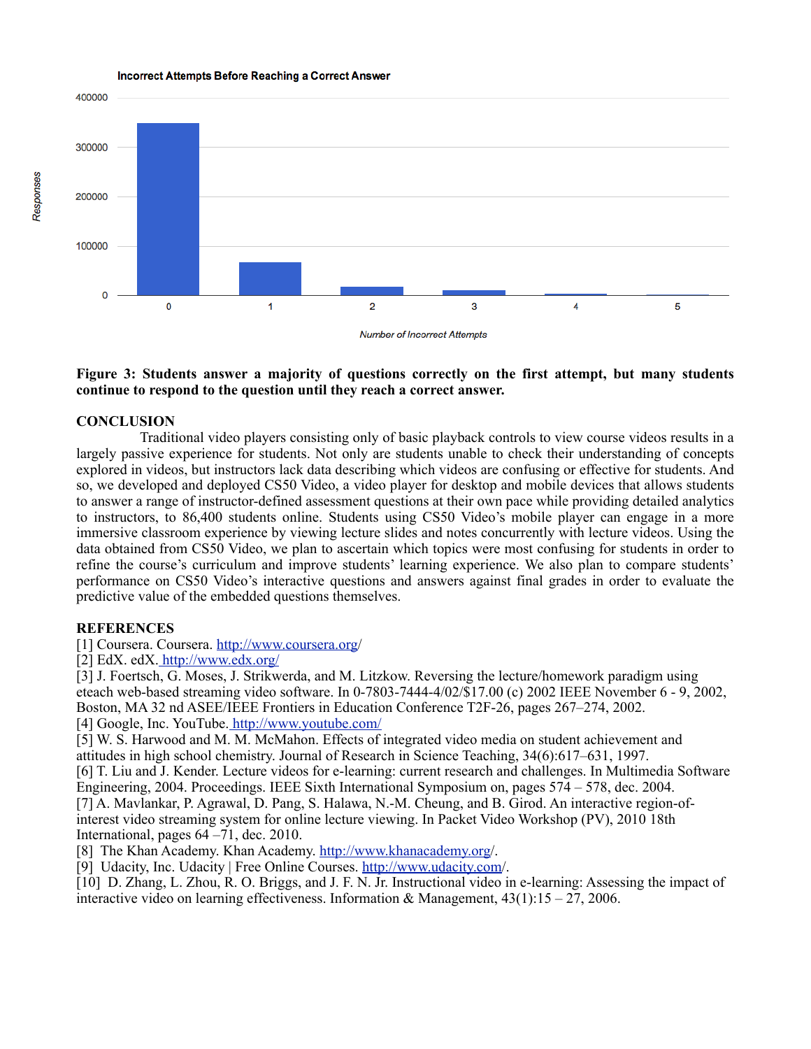Incorrect Attempts Before Reaching a Correct Answer

400000

300000

200000

100000

0

Responses

0 1 2 3 4 5

Number of Incorrect Attempts

**Figure 3: Students answer a majority of questions correctly on the first attempt, but many students continue to respond to the question until they reach a correct answer.**

## CONCLUSION

Traditional video players consisting only of basic playback controls to view course videos results in a largely passive experience for students. Not only are students unable to check their understanding of concepts explored in videos, but instructors lack data describing which videos are confusing or effective for students. And so, we developed and deployed CS50 Video, a video player for desktop and mobile devices that allows students to answer a range of instructor-defined assessment questions at their own pace while providing detailed analytics to instructors, to 86,400 students online. Students using CS50 Video's mobile player can engage in a more immersive classroom experience by viewing lecture slides and notes concurrently with lecture videos. Using the data obtained from CS50 Video, we plan to ascertain which topics were most confusing for students in order to refine the course's curriculum and improve students' learning experience. We also plan to compare students' performance on CS50 Video's interactive questions and answers against final grades in order to evaluate the predictive value of the embedded questions themselves.

## REFERENCES

[1] Coursera. Coursera. http://www.coursera.org/

[2] EdX. edX. http://www.edx.org/

[3] J. Foertsch, G. Moses, J. Strikwerda, and M. Litzkow. Reversing the lecture/homework paradigm using eteach web-based streaming video software. In 0-7803-7444-4/02/$17.00 (c) 2002 IEEE November 6 - 9, 2002, Boston, MA 32 nd ASEE/IEEE Frontiers in Education Conference T2F-26, pages 267–274, 2002.

[4] Google, Inc. YouTube. http://www.youtube.com/

[5] W. S. Harwood and M. M. McMahon. Effects of integrated video media on student achievement and attitudes in high school chemistry. Journal of Research in Science Teaching, 34(6):617–631, 1997.

[6] T. Liu and J. Kender. Lecture videos for e-learning: current research and challenges. In Multimedia Software Engineering, 2004. Proceedings. IEEE Sixth International Symposium on, pages 574 – 578, dec. 2004.

[7] A. Mavlankar, P. Agrawal, D. Pang, S. Halawa, N.-M. Cheung, and B. Girod. An interactive region-of-interest video streaming system for online lecture viewing. In Packet Video Workshop (PV), 2010 18th International, pages 64 –71, dec. 2010.

[8] The Khan Academy. Khan Academy. http://www.khanacademy.org/.

[9] Udacity, Inc. Udacity | Free Online Courses. http://www.udacity.com/.

[10] D. Zhang, L. Zhou, R. O. Briggs, and J. F. N. Jr. Instructional video in e-learning: Assessing the impact of interactive video on learning effectiveness. Information & Management, 43(1):15 – 27, 2006.